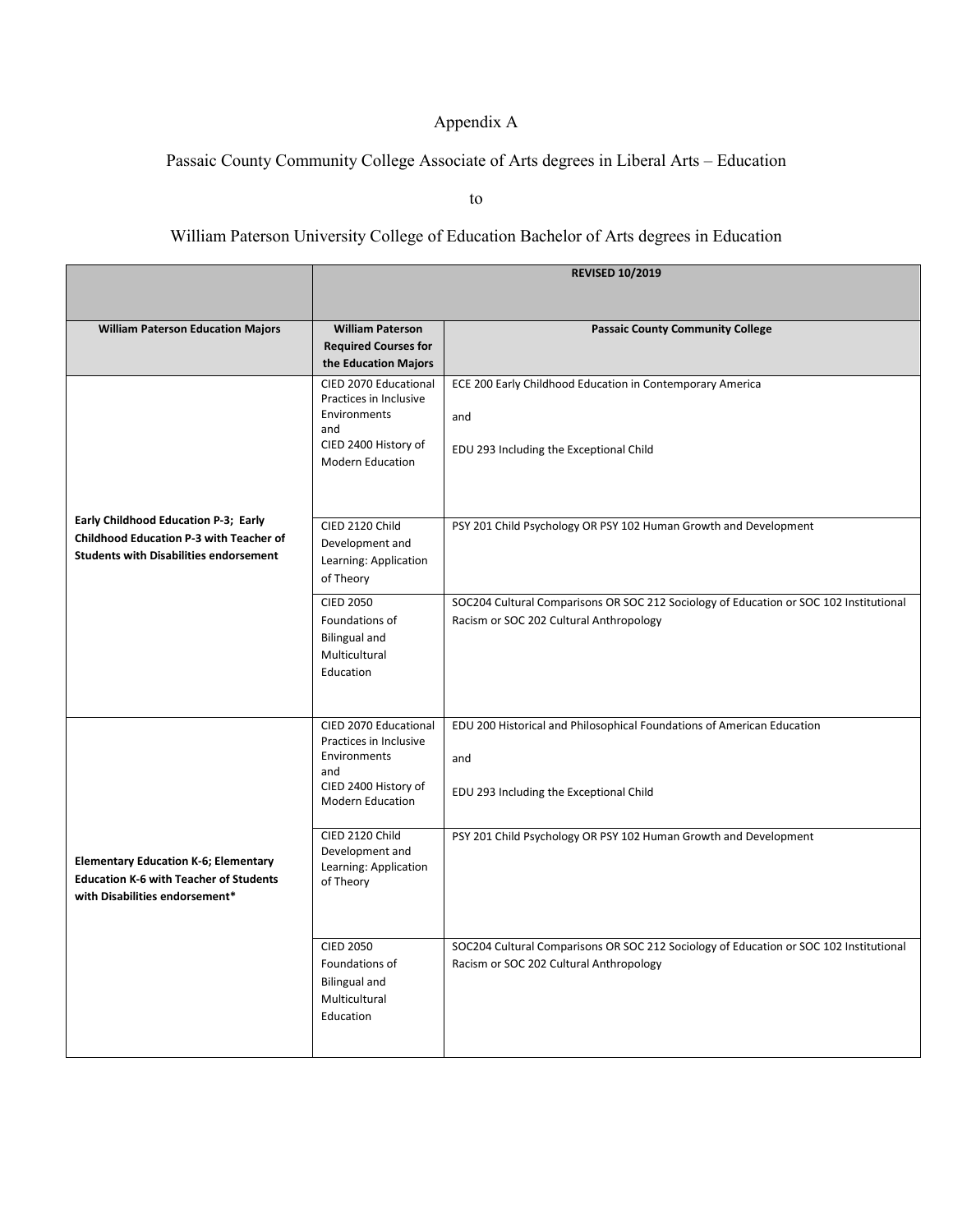Appendix A

Passaic County Community College Associate of Arts degrees in Liberal Arts – Education

to

William Paterson University College of Education Bachelor of Arts degrees in Education

| | **REVISED 10/2019** | |
|---|---|---|
| **William Paterson Education Majors** | **William Paterson Required Courses for the Education Majors** | **Passaic County Community College** |
| **Early Childhood Education P-3; Early Childhood Education P-3 with Teacher of Students with Disabilities endorsement** | CIED 2070 Educational Practices in Inclusive Environments and CIED 2400 History of Modern Education | ECE 200 Early Childhood Education in Contemporary America and EDU 293 Including the Exceptional Child |
| | CIED 2120 Child Development and Learning: Application of Theory | PSY 201 Child Psychology OR PSY 102 Human Growth and Development |
| | CIED 2050 Foundations of Bilingual and Multicultural Education | SOC204 Cultural Comparisons OR SOC 212 Sociology of Education or SOC 102 Institutional Racism or SOC 202 Cultural Anthropology |
| **Elementary Education K-6; Elementary Education K-6 with Teacher of Students with Disabilities endorsement*** | CIED 2070 Educational Practices in Inclusive Environments and CIED 2400 History of Modern Education | EDU 200 Historical and Philosophical Foundations of American Education and EDU 293 Including the Exceptional Child |
| | CIED 2120 Child Development and Learning: Application of Theory | PSY 201 Child Psychology OR PSY 102 Human Growth and Development |
| | CIED 2050 Foundations of Bilingual and Multicultural Education | SOC204 Cultural Comparisons OR SOC 212 Sociology of Education or SOC 102 Institutional Racism or SOC 202 Cultural Anthropology |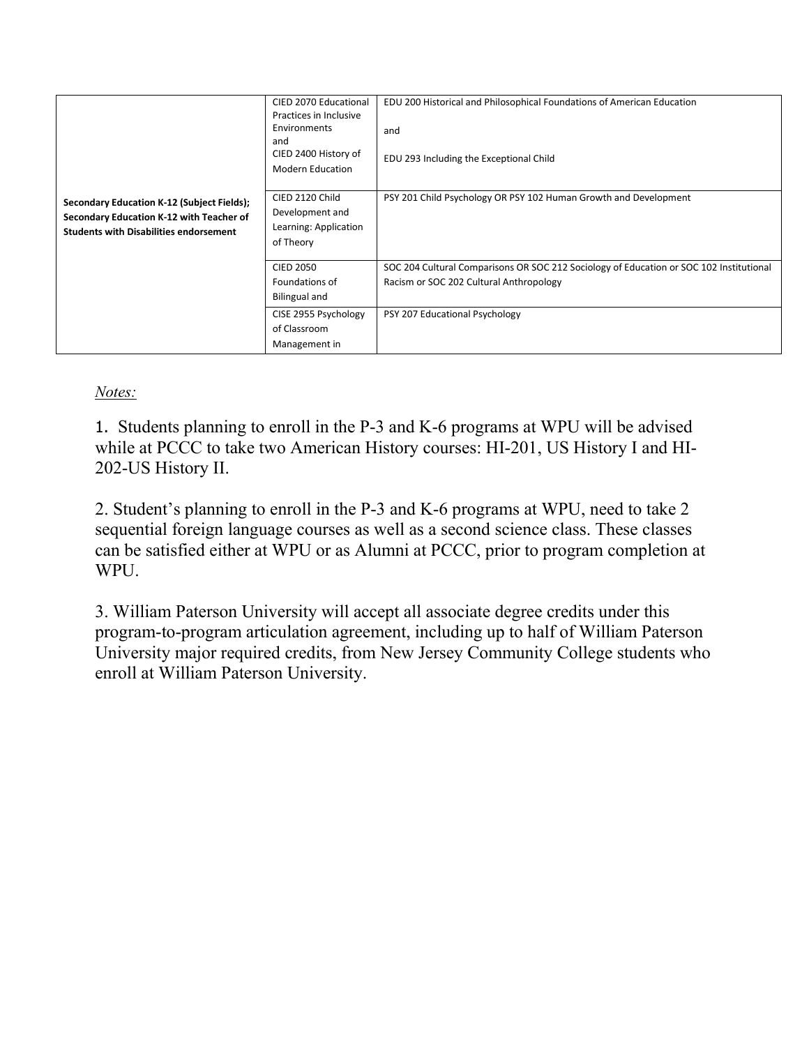| | | |
|---|---|---|
| **Secondary Education K-12 (Subject Fields); Secondary Education K-12 with Teacher of Students with Disabilities endorsement** | CIED 2070 Educational Practices in Inclusive Environments and CIED 2400 History of Modern Education | EDU 200 Historical and Philosophical Foundations of American Education and EDU 293 Including the Exceptional Child |
| | CIED 2120 Child Development and Learning: Application of Theory | PSY 201 Child Psychology OR PSY 102 Human Growth and Development |
| | CIED 2050 Foundations of Bilingual and | SOC 204 Cultural Comparisons OR SOC 212 Sociology of Education or SOC 102 Institutional Racism or SOC 202 Cultural Anthropology |
| | CISE 2955 Psychology of Classroom Management in | PSY 207 Educational Psychology |

*Notes:*

1. Students planning to enroll in the P-3 and K-6 programs at WPU will be advised while at PCCC to take two American History courses: HI-201, US History I and HI-202-US History II.

2. Student's planning to enroll in the P-3 and K-6 programs at WPU, need to take 2 sequential foreign language courses as well as a second science class. These classes can be satisfied either at WPU or as Alumni at PCCC, prior to program completion at WPU.

3. William Paterson University will accept all associate degree credits under this program-to-program articulation agreement, including up to half of William Paterson University major required credits, from New Jersey Community College students who enroll at William Paterson University.